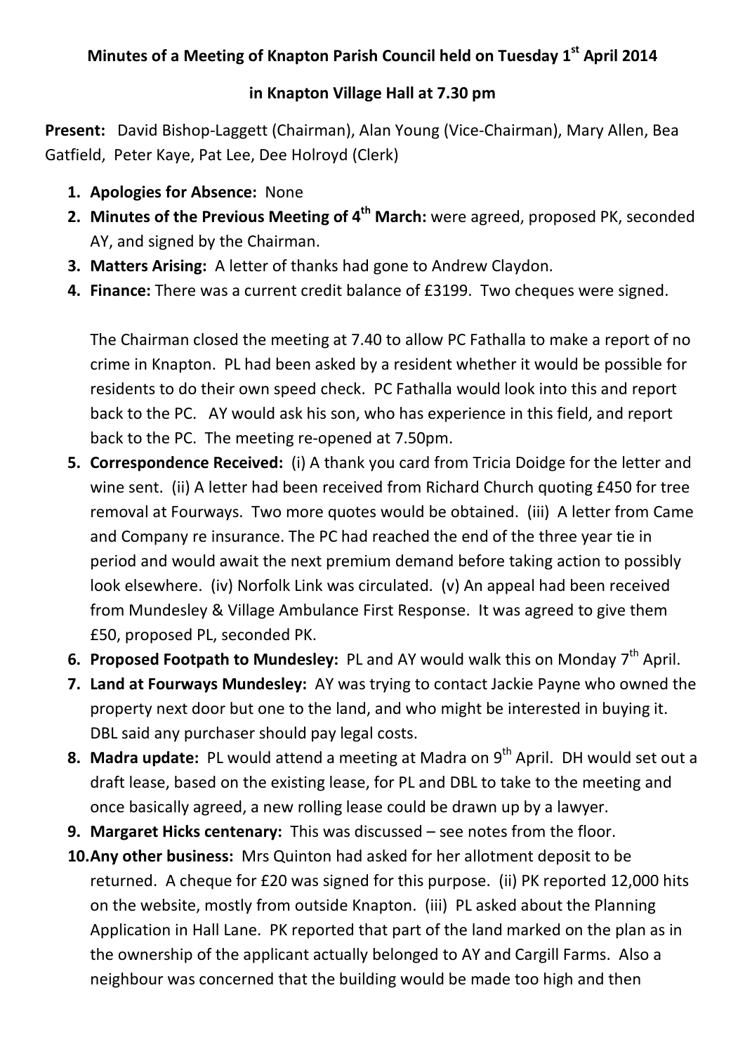**Minutes of a Meeting of Knapton Parish Council held on Tuesday 1st April 2014**

**in Knapton Village Hall at 7.30 pm**

**Present:** David Bishop-Laggett (Chairman), Alan Young (Vice-Chairman), Mary Allen, Bea Gatfield, Peter Kaye, Pat Lee, Dee Holroyd (Clerk)

1. **Apologies for Absence:** None
2. **Minutes of the Previous Meeting of 4th March:** were agreed, proposed PK, seconded AY, and signed by the Chairman.
3. **Matters Arising:** A letter of thanks had gone to Andrew Claydon.
4. **Finance:** There was a current credit balance of £3199. Two cheques were signed.

   The Chairman closed the meeting at 7.40 to allow PC Fathalla to make a report of no crime in Knapton. PL had been asked by a resident whether it would be possible for residents to do their own speed check. PC Fathalla would look into this and report back to the PC. AY would ask his son, who has experience in this field, and report back to the PC. The meeting re-opened at 7.50pm.
5. **Correspondence Received:** (i) A thank you card from Tricia Doidge for the letter and wine sent. (ii) A letter had been received from Richard Church quoting £450 for tree removal at Fourways. Two more quotes would be obtained. (iii) A letter from Came and Company re insurance. The PC had reached the end of the three year tie in period and would await the next premium demand before taking action to possibly look elsewhere. (iv) Norfolk Link was circulated. (v) An appeal had been received from Mundesley & Village Ambulance First Response. It was agreed to give them £50, proposed PL, seconded PK.
6. **Proposed Footpath to Mundesley:** PL and AY would walk this on Monday 7th April.
7. **Land at Fourways Mundesley:** AY was trying to contact Jackie Payne who owned the property next door but one to the land, and who might be interested in buying it. DBL said any purchaser should pay legal costs.
8. **Madra update:** PL would attend a meeting at Madra on 9th April. DH would set out a draft lease, based on the existing lease, for PL and DBL to take to the meeting and once basically agreed, a new rolling lease could be drawn up by a lawyer.
9. **Margaret Hicks centenary:** This was discussed – see notes from the floor.
10. **Any other business:** Mrs Quinton had asked for her allotment deposit to be returned. A cheque for £20 was signed for this purpose. (ii) PK reported 12,000 hits on the website, mostly from outside Knapton. (iii) PL asked about the Planning Application in Hall Lane. PK reported that part of the land marked on the plan as in the ownership of the applicant actually belonged to AY and Cargill Farms. Also a neighbour was concerned that the building would be made too high and then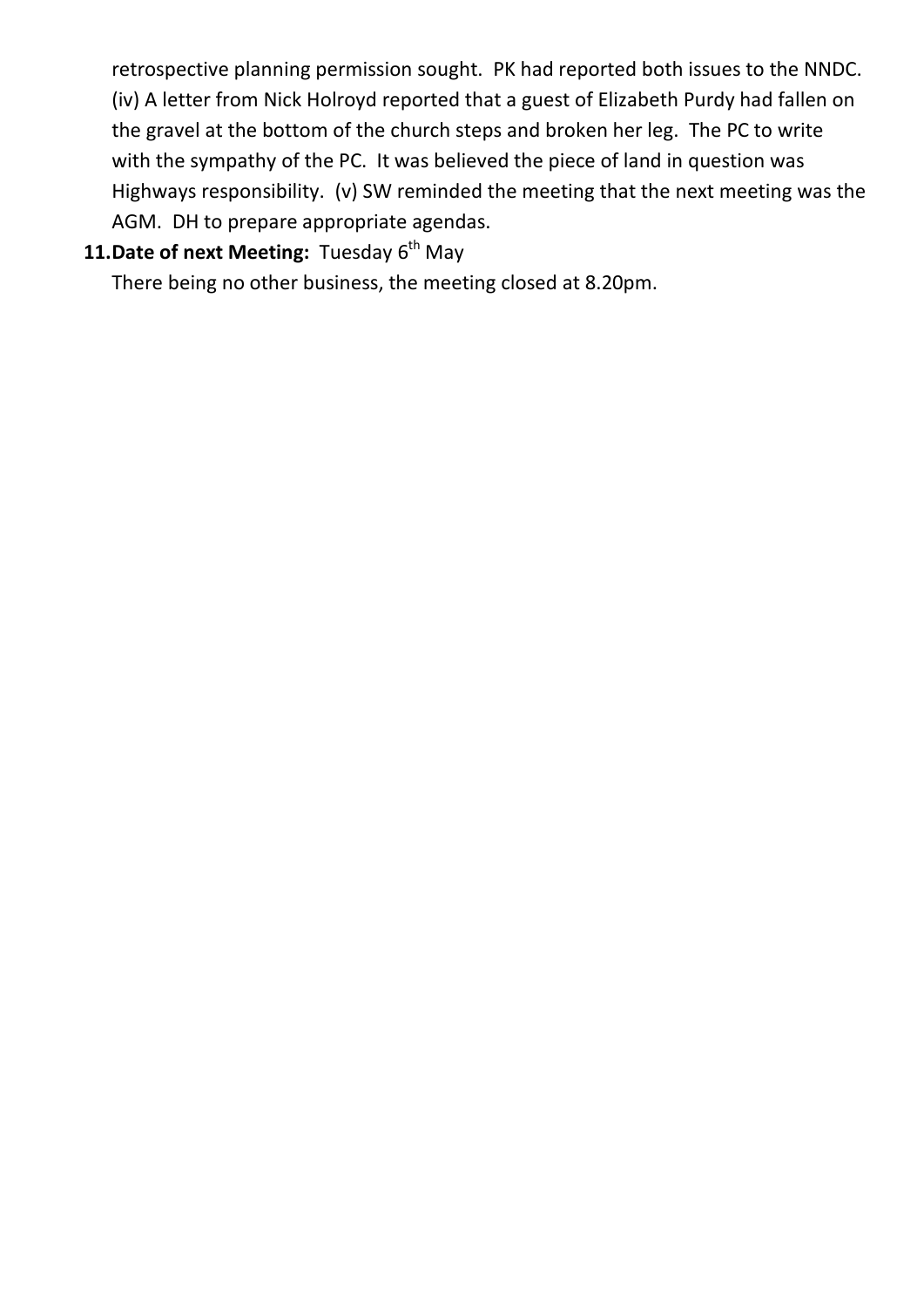retrospective planning permission sought. PK had reported both issues to the NNDC. (iv) A letter from Nick Holroyd reported that a guest of Elizabeth Purdy had fallen on the gravel at the bottom of the church steps and broken her leg. The PC to write with the sympathy of the PC. It was believed the piece of land in question was Highways responsibility. (v) SW reminded the meeting that the next meeting was the AGM. DH to prepare appropriate agendas.

11. **Date of next Meeting:** Tuesday 6th May

There being no other business, the meeting closed at 8.20pm.